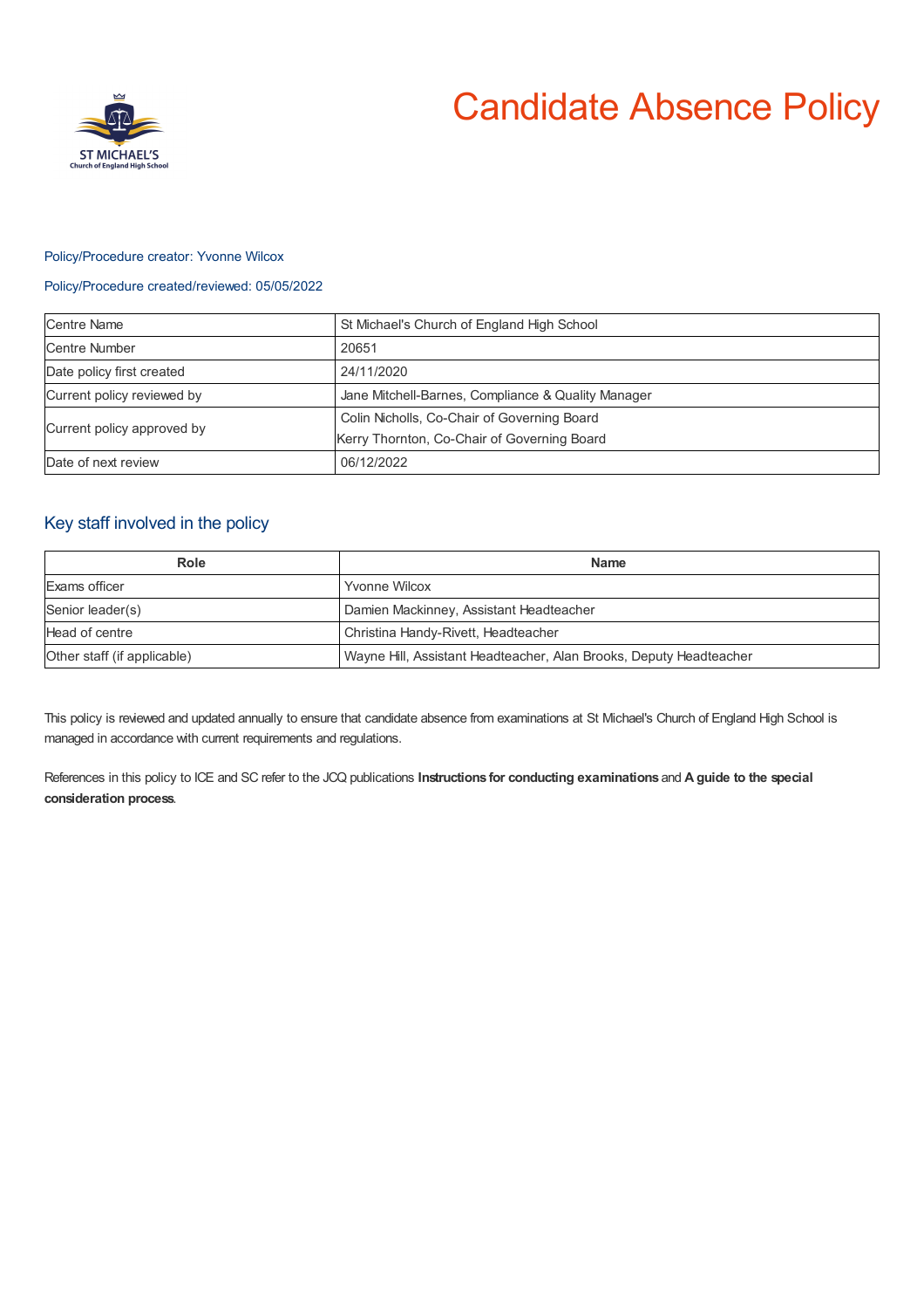ST MICHAEL'S
Church of England High School

# Candidate Absence Policy

Policy/Procedure creator: Yvonne Wilcox

Policy/Procedure created/reviewed: 05/05/2022

| | |
|---|---|
| Centre Name | St Michael's Church of England High School |
| Centre Number | 20651 |
| Date policy first created | 24/11/2020 |
| Current policy reviewed by | Jane Mitchell-Barnes, Compliance & Quality Manager |
| Current policy approved by | Colin Nicholls, Co-Chair of Governing Board<br>Kerry Thornton, Co-Chair of Governing Board |
| Date of next review | 06/12/2022 |

## Key staff involved in the policy

| Role | Name |
|---|---|
| Exams officer | Yvonne Wilcox |
| Senior leader(s) | Damien Mackinney, Assistant Headteacher |
| Head of centre | Christina Handy-Rivett, Headteacher |
| Other staff (if applicable) | Wayne Hill, Assistant Headteacher, Alan Brooks, Deputy Headteacher |

This policy is reviewed and updated annually to ensure that candidate absence from examinations at St Michael's Church of England High School is managed in accordance with current requirements and regulations.

References in this policy to ICE and SC refer to the JCQ publications **Instructions for conducting examinations** and **A guide to the special consideration process**.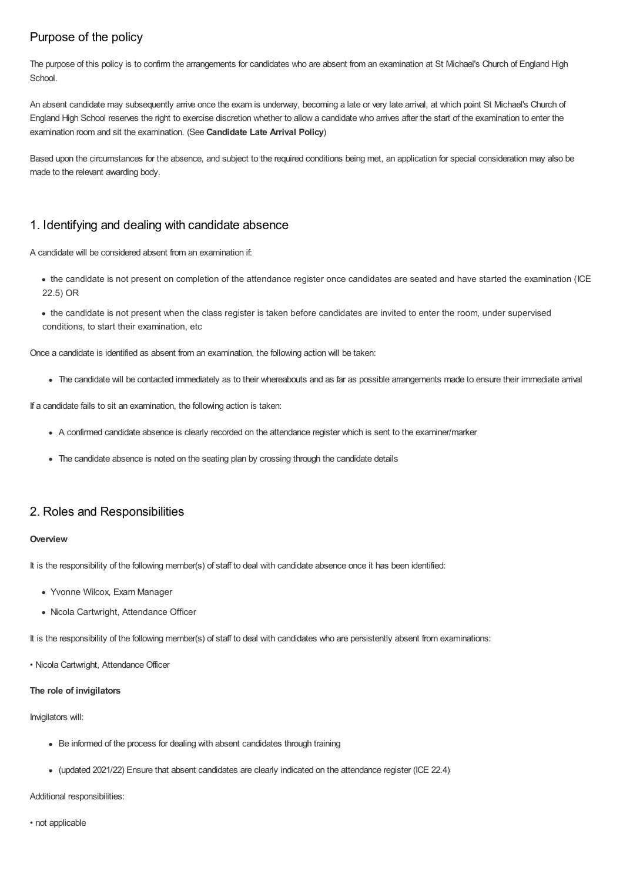## Purpose of the policy

The purpose of this policy is to confirm the arrangements for candidates who are absent from an examination at St Michael's Church of England High School.

An absent candidate may subsequently arrive once the exam is underway, becoming a late or very late arrival, at which point St Michael's Church of England High School reserves the right to exercise discretion whether to allow a candidate who arrives after the start of the examination to enter the examination room and sit the examination. (See **Candidate Late Arrival Policy**)

Based upon the circumstances for the absence, and subject to the required conditions being met, an application for special consideration may also be made to the relevant awarding body.

## 1. Identifying and dealing with candidate absence

A candidate will be considered absent from an examination if:

- the candidate is not present on completion of the attendance register once candidates are seated and have started the examination (ICE 22.5) OR
- the candidate is not present when the class register is taken before candidates are invited to enter the room, under supervised conditions, to start their examination, etc

Once a candidate is identified as absent from an examination, the following action will be taken:

- The candidate will be contacted immediately as to their whereabouts and as far as possible arrangements made to ensure their immediate arrival

If a candidate fails to sit an examination, the following action is taken:

- A confirmed candidate absence is clearly recorded on the attendance register which is sent to the examiner/marker
- The candidate absence is noted on the seating plan by crossing through the candidate details

## 2. Roles and Responsibilities

**Overview**

It is the responsibility of the following member(s) of staff to deal with candidate absence once it has been identified:

- Yvonne Wilcox, Exam Manager
- Nicola Cartwright, Attendance Officer

It is the responsibility of the following member(s) of staff to deal with candidates who are persistently absent from examinations:

- Nicola Cartwright, Attendance Officer

**The role of invigilators**

Invigilators will:

- Be informed of the process for dealing with absent candidates through training
- (updated 2021/22) Ensure that absent candidates are clearly indicated on the attendance register (ICE 22.4)

Additional responsibilities:

- not applicable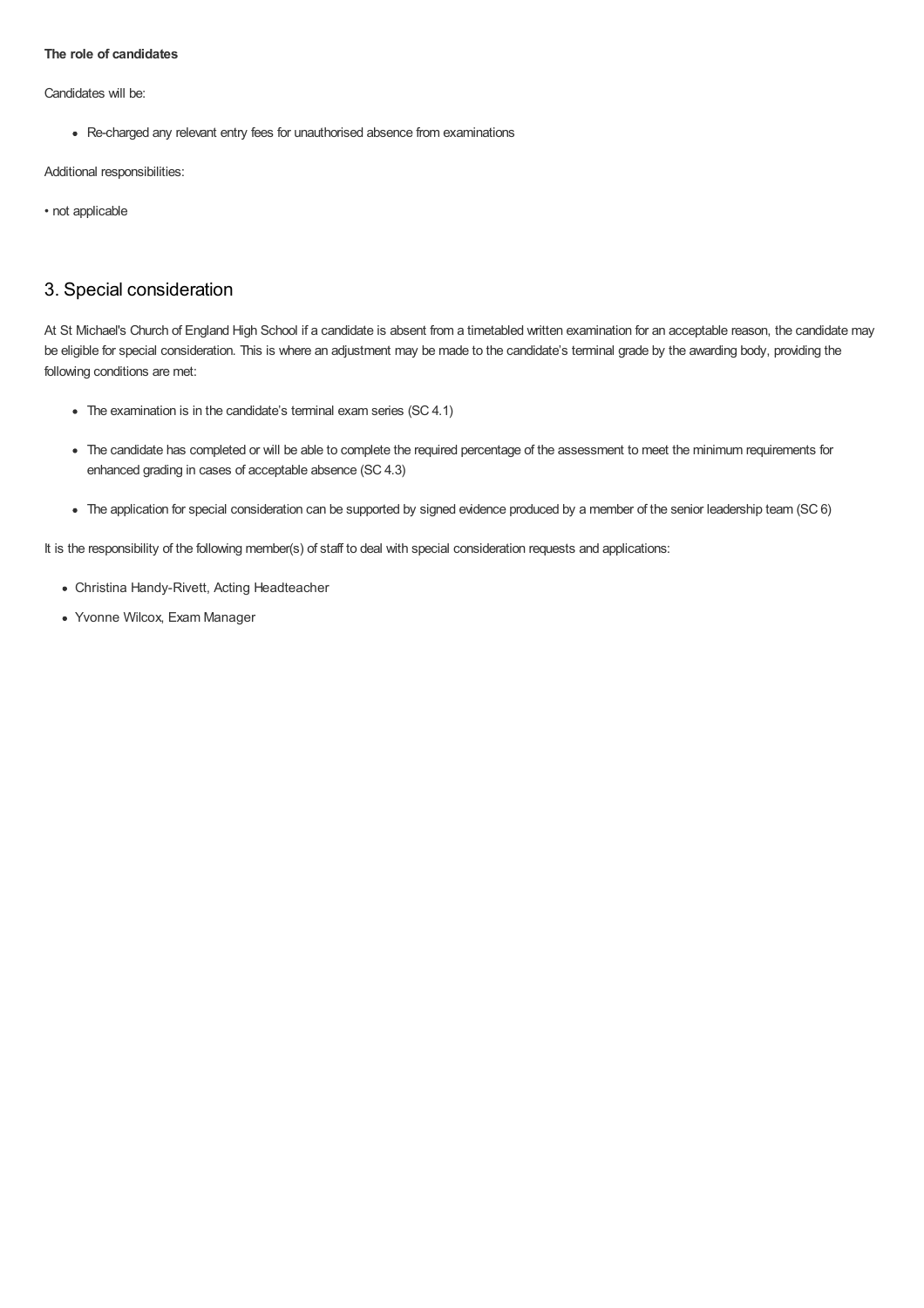**The role of candidates**

Candidates will be:

- Re-charged any relevant entry fees for unauthorised absence from examinations

Additional responsibilities:

• not applicable

## 3. Special consideration

At St Michael's Church of England High School if a candidate is absent from a timetabled written examination for an acceptable reason, the candidate may be eligible for special consideration. This is where an adjustment may be made to the candidate's terminal grade by the awarding body, providing the following conditions are met:

- The examination is in the candidate's terminal exam series (SC 4.1)
- The candidate has completed or will be able to complete the required percentage of the assessment to meet the minimum requirements for enhanced grading in cases of acceptable absence (SC 4.3)
- The application for special consideration can be supported by signed evidence produced by a member of the senior leadership team (SC 6)

It is the responsibility of the following member(s) of staff to deal with special consideration requests and applications:

- Christina Handy-Rivett, Acting Headteacher
- Yvonne Wilcox, Exam Manager